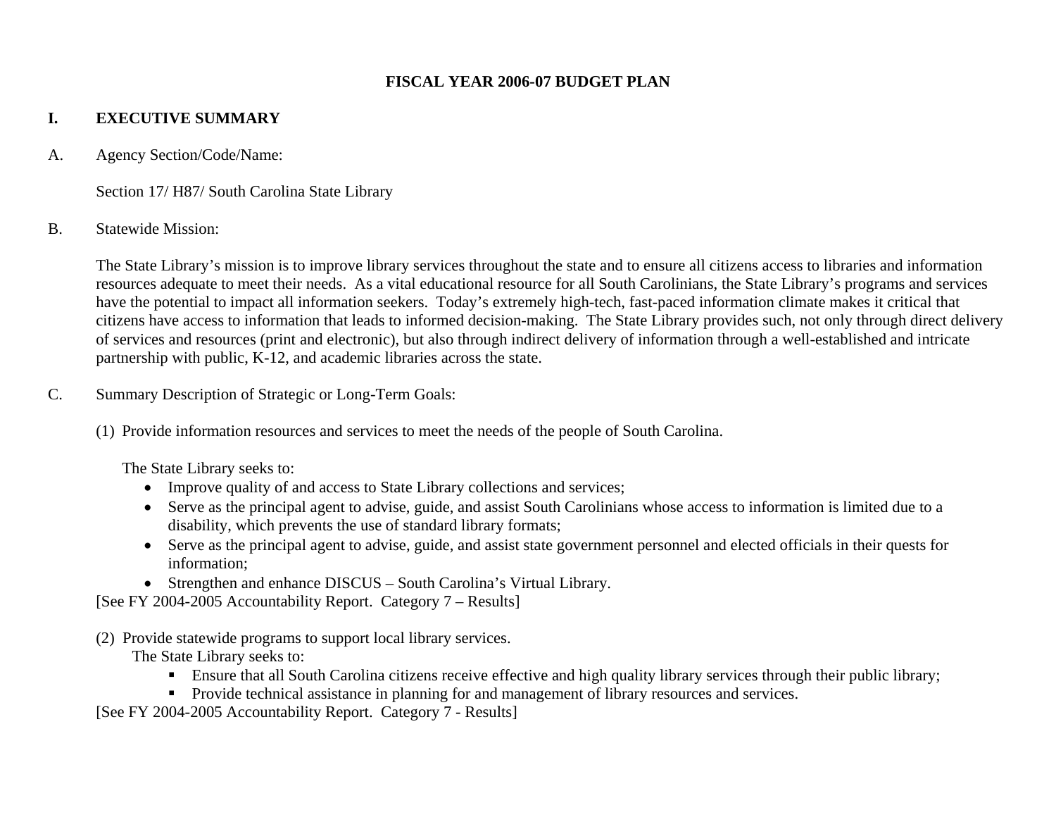# FISCAL YEAR 2006-07 BUDGET PLAN

## I. EXECUTIVE SUMMARY

A. Agency Section/Code/Name:

Section 17/ H87/ South Carolina State Library

B. Statewide Mission:

The State Library's mission is to improve library services throughout the state and to ensure all citizens access to libraries and information resources adequate to meet their needs. As a vital educational resource for all South Carolinians, the State Library's programs and services have the potential to impact all information seekers. Today's extremely high-tech, fast-paced information climate makes it critical that citizens have access to information that leads to informed decision-making. The State Library provides such, not only through direct delivery of services and resources (print and electronic), but also through indirect delivery of information through a well-established and intricate partnership with public, K-12, and academic libraries across the state.

C. Summary Description of Strategic or Long-Term Goals:

(1) Provide information resources and services to meet the needs of the people of South Carolina.

The State Library seeks to:

- Improve quality of and access to State Library collections and services;
- Serve as the principal agent to advise, guide, and assist South Carolinians whose access to information is limited due to a disability, which prevents the use of standard library formats;
- Serve as the principal agent to advise, guide, and assist state government personnel and elected officials in their quests for information;
- Strengthen and enhance DISCUS – South Carolina's Virtual Library.

[See FY 2004-2005 Accountability Report. Category 7 – Results]

(2) Provide statewide programs to support local library services.

The State Library seeks to:

- Ensure that all South Carolina citizens receive effective and high quality library services through their public library;
- Provide technical assistance in planning for and management of library resources and services.

[See FY 2004-2005 Accountability Report. Category 7 - Results]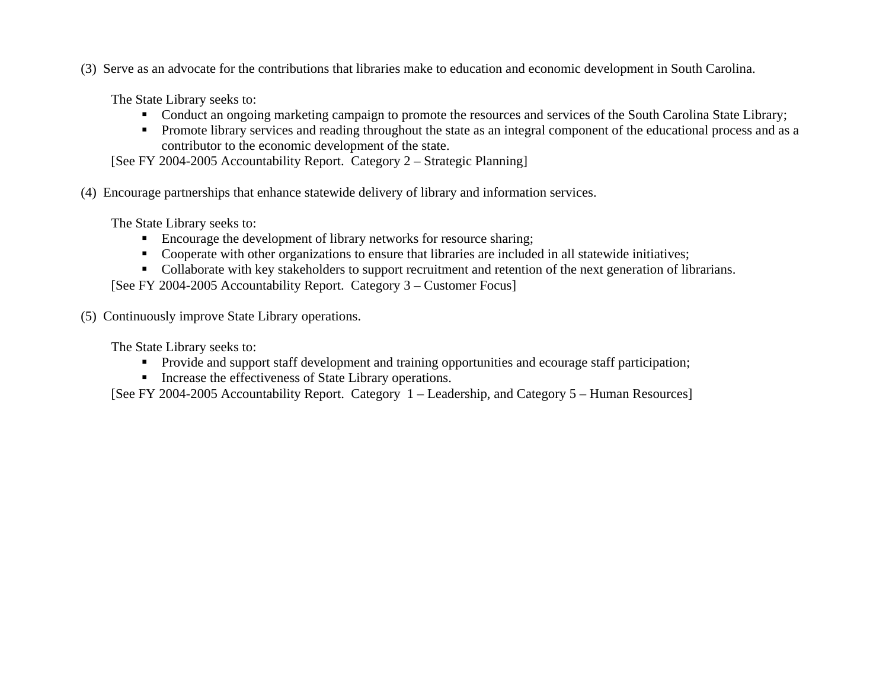(3) Serve as an advocate for the contributions that libraries make to education and economic development in South Carolina.

The State Library seeks to:

- Conduct an ongoing marketing campaign to promote the resources and services of the South Carolina State Library;
- Promote library services and reading throughout the state as an integral component of the educational process and as a contributor to the economic development of the state.

[See FY 2004-2005 Accountability Report. Category 2 – Strategic Planning]

(4) Encourage partnerships that enhance statewide delivery of library and information services.

The State Library seeks to:

- Encourage the development of library networks for resource sharing;
- Cooperate with other organizations to ensure that libraries are included in all statewide initiatives;
- Collaborate with key stakeholders to support recruitment and retention of the next generation of librarians.

[See FY 2004-2005 Accountability Report. Category 3 – Customer Focus]

(5) Continuously improve State Library operations.

The State Library seeks to:

- Provide and support staff development and training opportunities and ecourage staff participation;
- Increase the effectiveness of State Library operations.

[See FY 2004-2005 Accountability Report. Category 1 – Leadership, and Category 5 – Human Resources]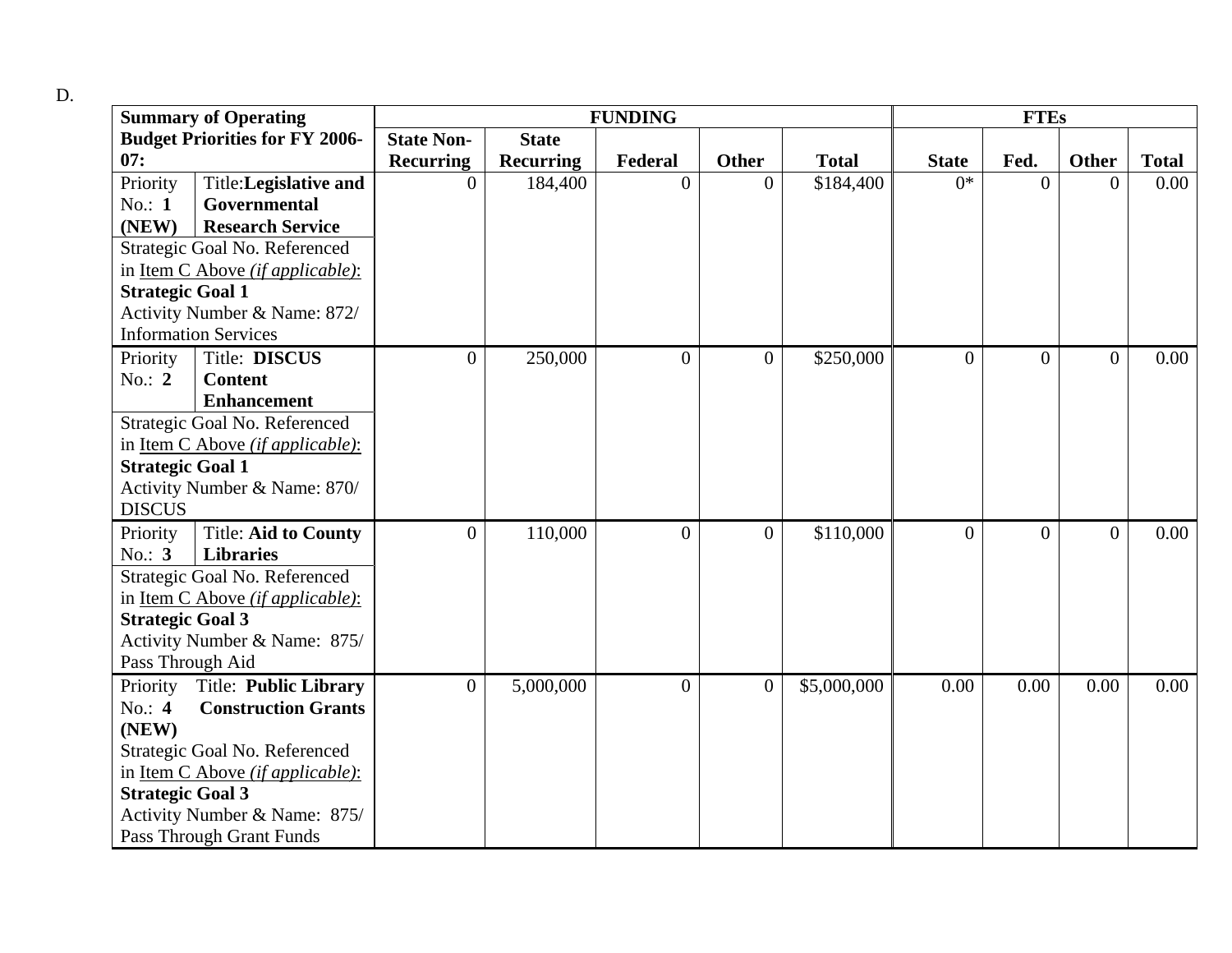D.

| Summary of Operating Budget Priorities for FY 2006-07: | FUNDING | | | | | FTEs | | | |
|---|---|---|---|---|---|---|---|---|---|
| | **State Non-Recurring** | **State Recurring** | **Federal** | **Other** | **Total** | **State** | **Fed.** | **Other** | **Total** |
| Priority No.: **1** **(NEW)** Title: **Legislative and Governmental Research Service**<br>Strategic Goal No. Referenced in Item C Above *(if applicable)*: **Strategic Goal 1**<br>Activity Number & Name: 872/ Information Services | 0 | 184,400 | 0 | 0 | $184,400 | 0* | 0 | 0 | 0.00 |
| Priority No.: **2** Title: **DISCUS Content Enhancement**<br>Strategic Goal No. Referenced in Item C Above *(if applicable)*: **Strategic Goal 1**<br>Activity Number & Name: 870/ DISCUS | 0 | 250,000 | 0 | 0 | $250,000 | 0 | 0 | 0 | 0.00 |
| Priority No.: **3** Title: **Aid to County Libraries**<br>Strategic Goal No. Referenced in Item C Above *(if applicable)*: **Strategic Goal 3**<br>Activity Number & Name: 875/ Pass Through Aid | 0 | 110,000 | 0 | 0 | $110,000 | 0 | 0 | 0 | 0.00 |
| Priority No.: **4** **(NEW)** Title: **Public Library Construction Grants**<br>Strategic Goal No. Referenced in Item C Above *(if applicable)*: **Strategic Goal 3**<br>Activity Number & Name: 875/ Pass Through Grant Funds | 0 | 5,000,000 | 0 | 0 | $5,000,000 | 0.00 | 0.00 | 0.00 | 0.00 |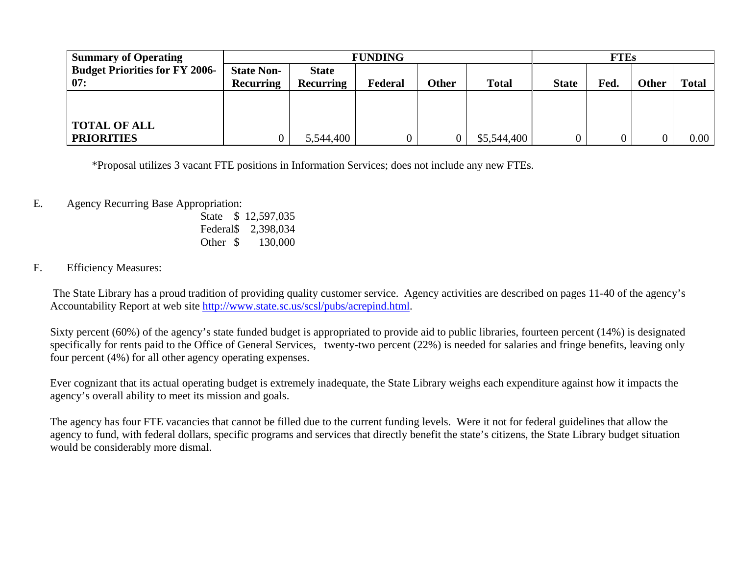| Summary of Operating Budget Priorities for FY 2006-07: | FUNDING | | | | | FTEs | | | |
|---|---|---|---|---|---|---|---|---|---|
| | State Non-Recurring | State Recurring | Federal | Other | Total | State | Fed. | Other | Total |
| **TOTAL OF ALL PRIORITIES** | 0 | 5,544,400 | 0 | 0 | $5,544,400 | 0 | 0 | 0 | 0.00 |

*Proposal utilizes 3 vacant FTE positions in Information Services; does not include any new FTEs.

E. Agency Recurring Base Appropriation:

State $ 12,597,035
Federal$ 2,398,034
Other $ 130,000

F. Efficiency Measures:

The State Library has a proud tradition of providing quality customer service. Agency activities are described on pages 11-40 of the agency's Accountability Report at web site http://www.state.sc.us/scsl/pubs/acrepind.html.

Sixty percent (60%) of the agency's state funded budget is appropriated to provide aid to public libraries, fourteen percent (14%) is designated specifically for rents paid to the Office of General Services, twenty-two percent (22%) is needed for salaries and fringe benefits, leaving only four percent (4%) for all other agency operating expenses.

Ever cognizant that its actual operating budget is extremely inadequate, the State Library weighs each expenditure against how it impacts the agency's overall ability to meet its mission and goals.

The agency has four FTE vacancies that cannot be filled due to the current funding levels. Were it not for federal guidelines that allow the agency to fund, with federal dollars, specific programs and services that directly benefit the state's citizens, the State Library budget situation would be considerably more dismal.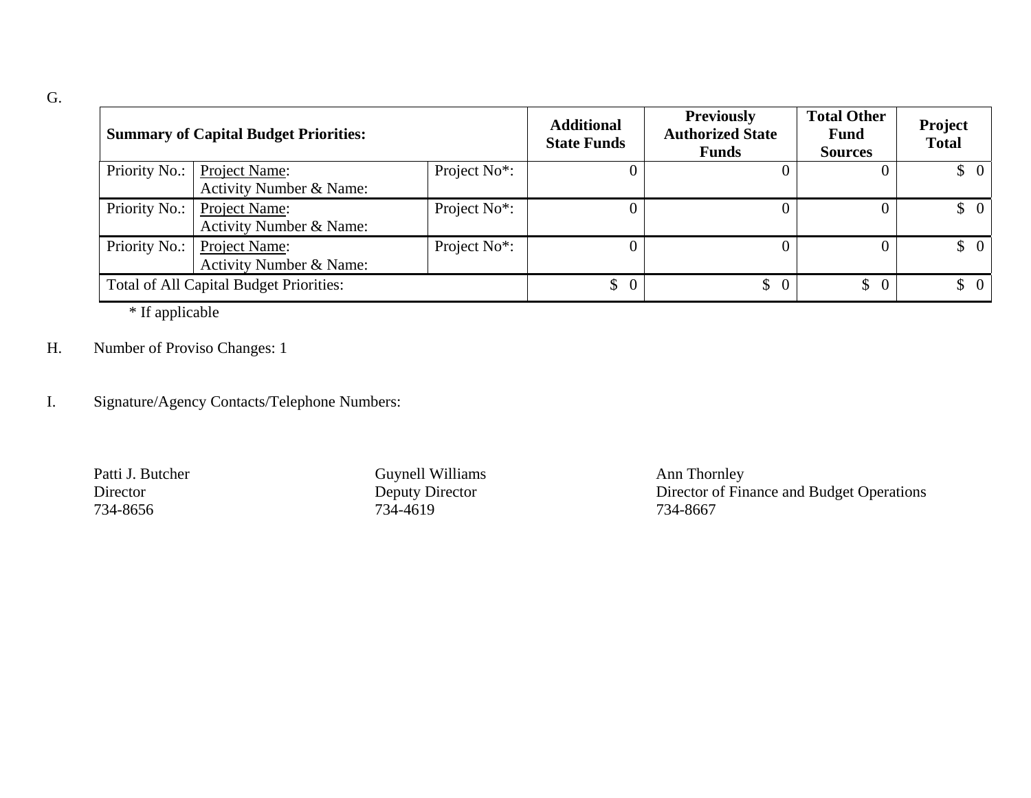G.

| Summary of Capital Budget Priorities: | | | Additional State Funds | Previously Authorized State Funds | Total Other Fund Sources | Project Total |
|---|---|---|---|---|---|---|
| Priority No.: | Project Name: Activity Number & Name: | Project No*: | 0 | 0 | 0 | $ 0 |
| Priority No.: | Project Name: Activity Number & Name: | Project No*: | 0 | 0 | 0 | $ 0 |
| Priority No.: | Project Name: Activity Number & Name: | Project No*: | 0 | 0 | 0 | $ 0 |
| Total of All Capital Budget Priorities: | | | $ 0 | $ 0 | $ 0 | $ 0 |

\* If applicable

H. Number of Proviso Changes: 1

I. Signature/Agency Contacts/Telephone Numbers:

Patti J. Butcher
Director
734-8656

Guynell Williams
Deputy Director
734-4619

Ann Thornley
Director of Finance and Budget Operations
734-8667